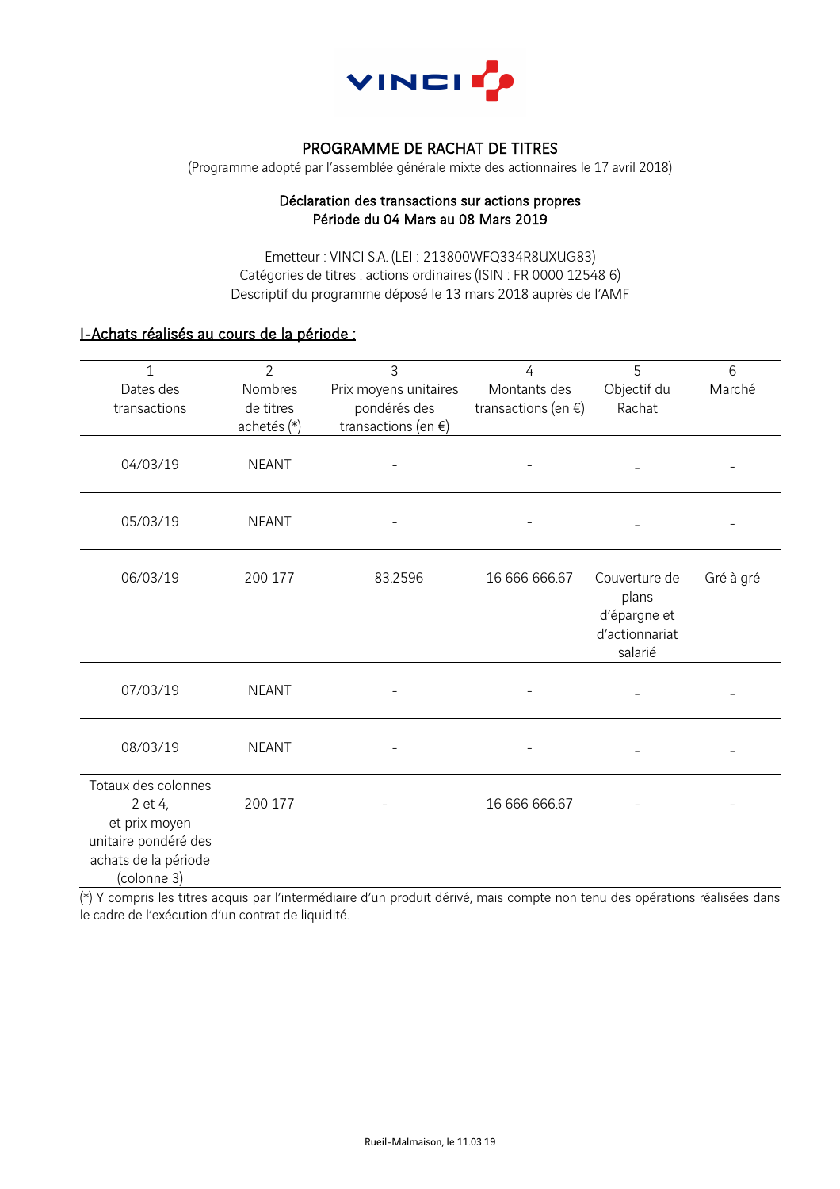VINCI

# PROGRAMME DE RACHAT DE TITRES

(Programme adopté par l'assemblée générale mixte des actionnaires le 17 avril 2018)

## Déclaration des transactions sur actions propres
## Période du 04 Mars au 08 Mars 2019

Emetteur : VINCI S.A. (LEI : 213800WFQ334R8UXUG83)
Catégories de titres : actions ordinaires (ISIN : FR 0000 12548 6)
Descriptif du programme déposé le 13 mars 2018 auprès de l'AMF

## I-Achats réalisés au cours de la période :

| 1<br>Dates des transactions | 2<br>Nombres de titres achetés (*) | 3<br>Prix moyens unitaires pondérés des transactions (en €) | 4<br>Montants des transactions (en €) | 5<br>Objectif du Rachat | 6<br>Marché |
|---|---|---|---|---|---|
| 04/03/19 | NEANT | - | - | - | - |
| 05/03/19 | NEANT | - | - | - | - |
| 06/03/19 | 200 177 | 83.2596 | 16 666 666.67 | Couverture de plans d'épargne et d'actionnariat salarié | Gré à gré |
| 07/03/19 | NEANT | - | - | - | - |
| 08/03/19 | NEANT | - | - | - | - |
| Totaux des colonnes 2 et 4, et prix moyen unitaire pondéré des achats de la période (colonne 3) | 200 177 | - | 16 666 666.67 | - | - |

(*) Y compris les titres acquis par l'intermédiaire d'un produit dérivé, mais compte non tenu des opérations réalisées dans le cadre de l'exécution d'un contrat de liquidité.

Rueil-Malmaison, le 11.03.19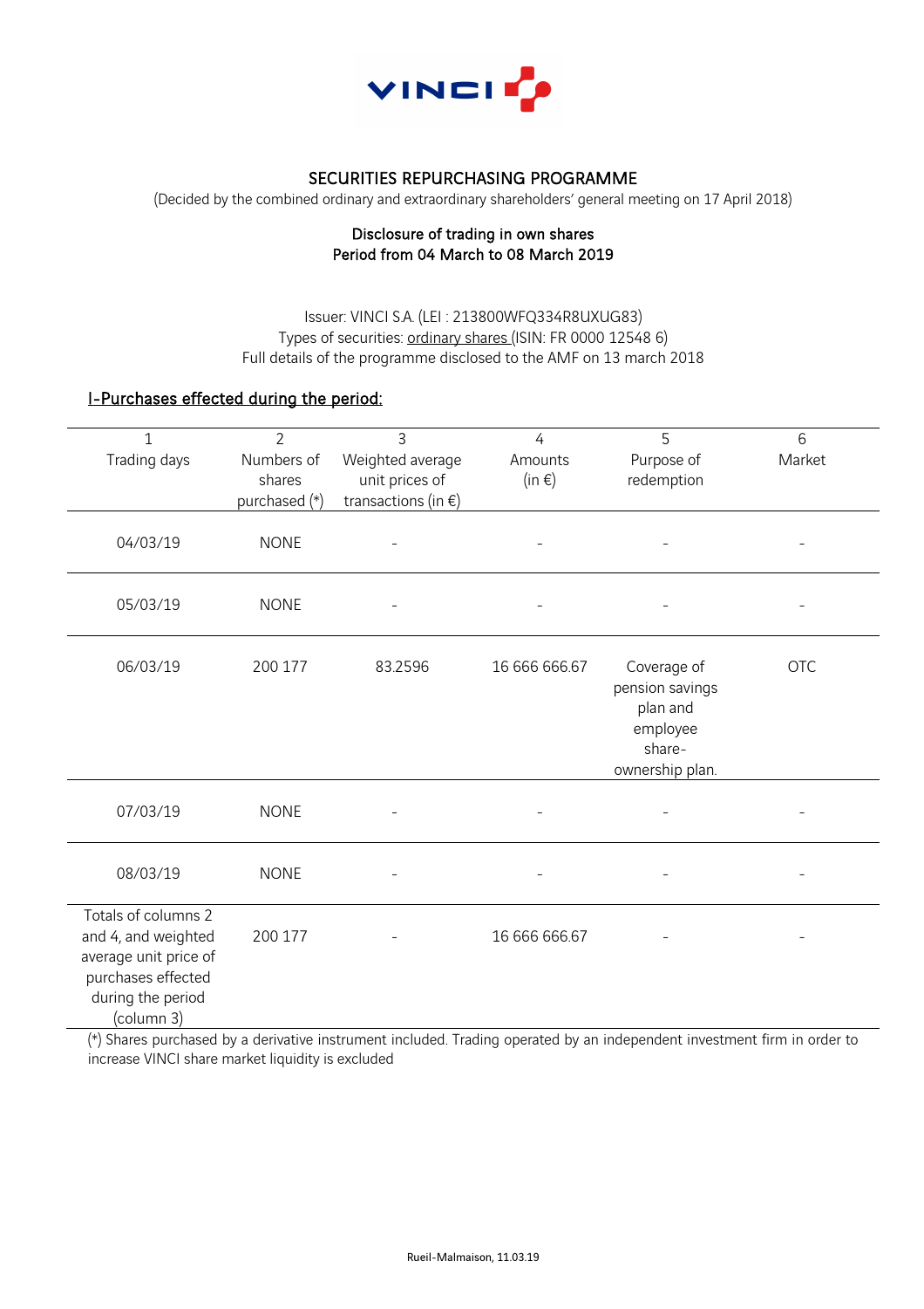## SECURITIES REPURCHASING PROGRAMME

(Decided by the combined ordinary and extraordinary shareholders' general meeting on 17 April 2018)

### Disclosure of trading in own shares
### Period from 04 March to 08 March 2019

Issuer: VINCI S.A. (LEI : 213800WFQ334R8UXUG83)
Types of securities: ordinary shares (ISIN: FR 0000 12548 6)
Full details of the programme disclosed to the AMF on 13 march 2018

## I-Purchases effected during the period:

| 1 Trading days | 2 Numbers of shares purchased (*) | 3 Weighted average unit prices of transactions (in €) | 4 Amounts (in €) | 5 Purpose of redemption | 6 Market |
|---|---|---|---|---|---|
| 04/03/19 | NONE | - | - | - | - |
| 05/03/19 | NONE | - | - | - | - |
| 06/03/19 | 200 177 | 83.2596 | 16 666 666.67 | Coverage of pension savings plan and employee share-ownership plan. | OTC |
| 07/03/19 | NONE | - | - | - | - |
| 08/03/19 | NONE | - | - | - | - |
| Totals of columns 2 and 4, and weighted average unit price of purchases effected during the period (column 3) | 200 177 | - | 16 666 666.67 | - | - |

(*) Shares purchased by a derivative instrument included. Trading operated by an independent investment firm in order to increase VINCI share market liquidity is excluded

Rueil-Malmaison, 11.03.19